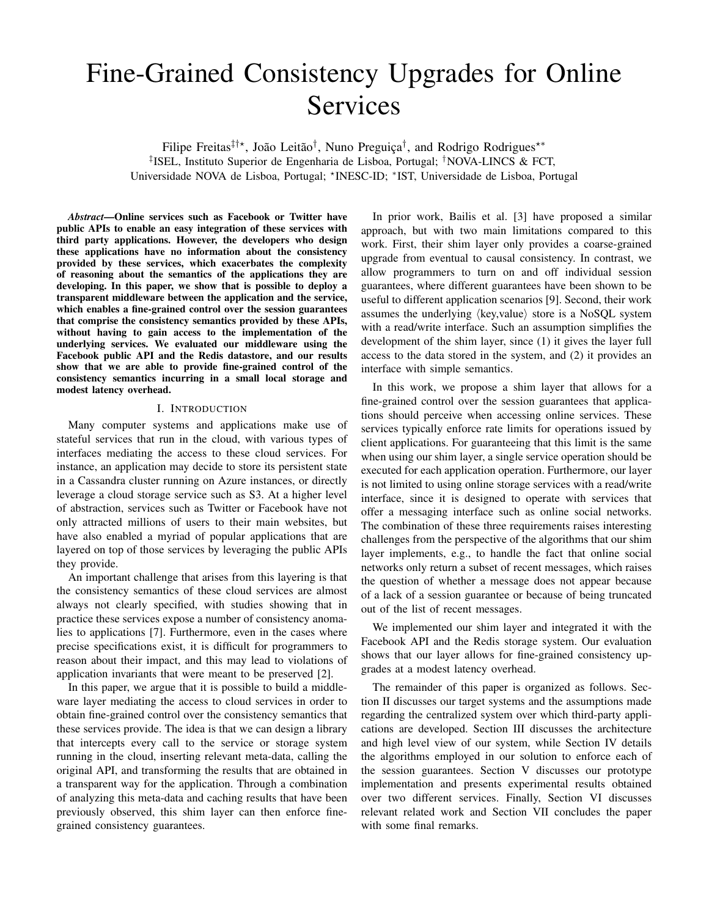# Fine-Grained Consistency Upgrades for Online Services

Filipe Freitas[‡†⋆], João Leitão[†], Nuno Preguiça[†], and Rodrigo Rodrigues[⋆∗]

[‡]ISEL, Instituto Superior de Engenharia de Lisboa, Portugal; [†]NOVA-LINCS & FCT, Universidade NOVA de Lisboa, Portugal; [⋆]INESC-ID; [∗]IST, Universidade de Lisboa, Portugal

***Abstract*—Online services such as Facebook or Twitter have public APIs to enable an easy integration of these services with third party applications. However, the developers who design these applications have no information about the consistency provided by these services, which exacerbates the complexity of reasoning about the semantics of the applications they are developing. In this paper, we show that is possible to deploy a transparent middleware between the application and the service, which enables a fine-grained control over the session guarantees that comprise the consistency semantics provided by these APIs, without having to gain access to the implementation of the underlying services. We evaluated our middleware using the Facebook public API and the Redis datastore, and our results show that we are able to provide fine-grained control of the consistency semantics incurring in a small local storage and modest latency overhead.**

## I. Introduction

Many computer systems and applications make use of stateful services that run in the cloud, with various types of interfaces mediating the access to these cloud services. For instance, an application may decide to store its persistent state in a Cassandra cluster running on Azure instances, or directly leverage a cloud storage service such as S3. At a higher level of abstraction, services such as Twitter or Facebook have not only attracted millions of users to their main websites, but have also enabled a myriad of popular applications that are layered on top of those services by leveraging the public APIs they provide.

An important challenge that arises from this layering is that the consistency semantics of these cloud services are almost always not clearly specified, with studies showing that in practice these services expose a number of consistency anomalies to applications [7]. Furthermore, even in the cases where precise specifications exist, it is difficult for programmers to reason about their impact, and this may lead to violations of application invariants that were meant to be preserved [2].

In this paper, we argue that it is possible to build a middleware layer mediating the access to cloud services in order to obtain fine-grained control over the consistency semantics that these services provide. The idea is that we can design a library that intercepts every call to the service or storage system running in the cloud, inserting relevant meta-data, calling the original API, and transforming the results that are obtained in a transparent way for the application. Through a combination of analyzing this meta-data and caching results that have been previously observed, this shim layer can then enforce fine-grained consistency guarantees.

In prior work, Bailis et al. [3] have proposed a similar approach, but with two main limitations compared to this work. First, their shim layer only provides a coarse-grained upgrade from eventual to causal consistency. In contrast, we allow programmers to turn on and off individual session guarantees, where different guarantees have been shown to be useful to different application scenarios [9]. Second, their work assumes the underlying $\langle$key,value$\rangle$ store is a NoSQL system with a read/write interface. Such an assumption simplifies the development of the shim layer, since (1) it gives the layer full access to the data stored in the system, and (2) it provides an interface with simple semantics.

In this work, we propose a shim layer that allows for a fine-grained control over the session guarantees that applications should perceive when accessing online services. These services typically enforce rate limits for operations issued by client applications. For guaranteeing that this limit is the same when using our shim layer, a single service operation should be executed for each application operation. Furthermore, our layer is not limited to using online storage services with a read/write interface, since it is designed to operate with services that offer a messaging interface such as online social networks. The combination of these three requirements raises interesting challenges from the perspective of the algorithms that our shim layer implements, e.g., to handle the fact that online social networks only return a subset of recent messages, which raises the question of whether a message does not appear because of a lack of a session guarantee or because of being truncated out of the list of recent messages.

We implemented our shim layer and integrated it with the Facebook API and the Redis storage system. Our evaluation shows that our layer allows for fine-grained consistency upgrades at a modest latency overhead.

The remainder of this paper is organized as follows. Section II discusses our target systems and the assumptions made regarding the centralized system over which third-party applications are developed. Section III discusses the architecture and high level view of our system, while Section IV details the algorithms employed in our solution to enforce each of the session guarantees. Section V discusses our prototype implementation and presents experimental results obtained over two different services. Finally, Section VI discusses relevant related work and Section VII concludes the paper with some final remarks.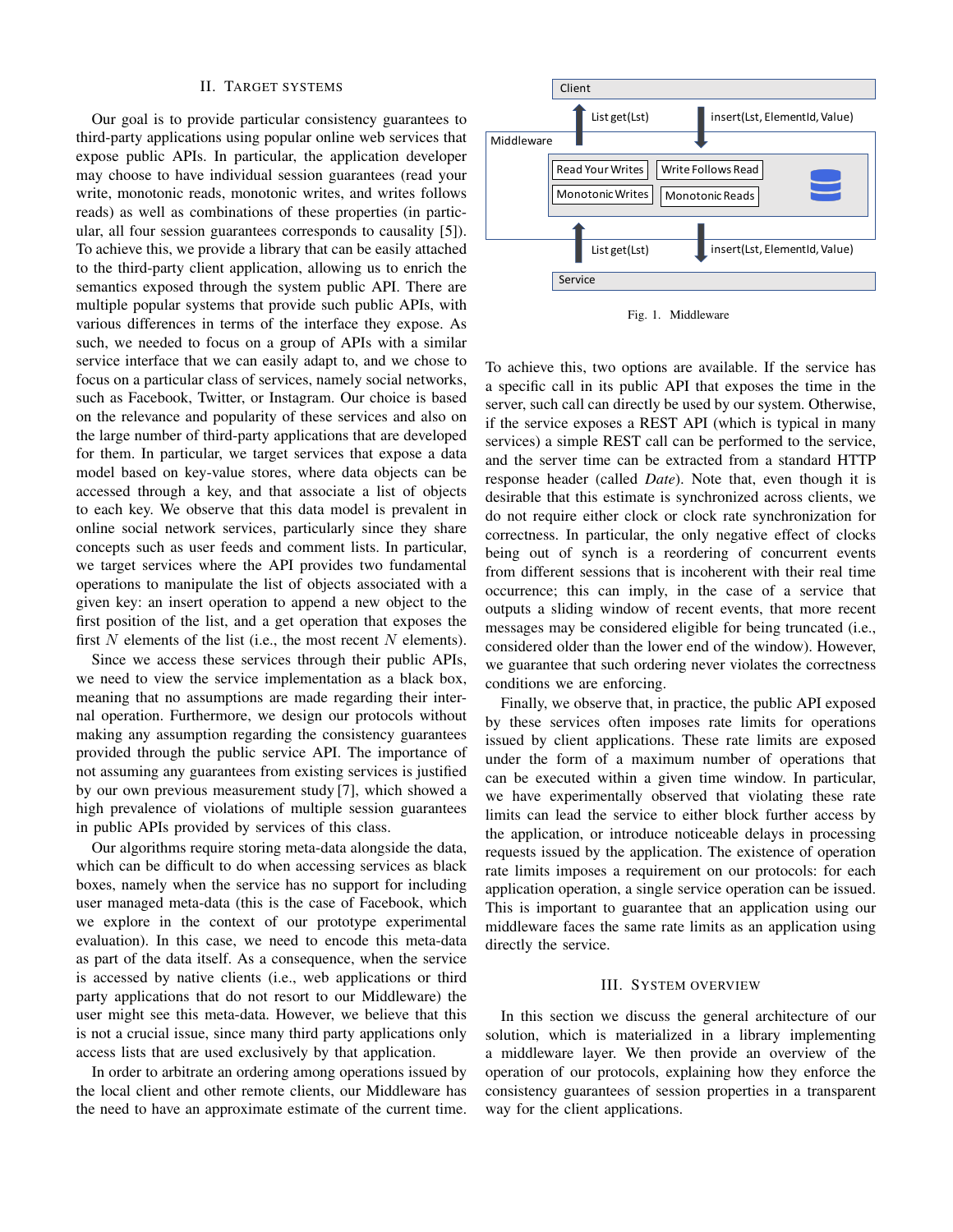## II. Target Systems

Our goal is to provide particular consistency guarantees to third-party applications using popular online web services that expose public APIs. In particular, the application developer may choose to have individual session guarantees (read your write, monotonic reads, monotonic writes, and writes follows reads) as well as combinations of these properties (in particular, all four session guarantees corresponds to causality [5]). To achieve this, we provide a library that can be easily attached to the third-party client application, allowing us to enrich the semantics exposed through the system public API. There are multiple popular systems that provide such public APIs, with various differences in terms of the interface they expose. As such, we needed to focus on a group of APIs with a similar service interface that we can easily adapt to, and we chose to focus on a particular class of services, namely social networks, such as Facebook, Twitter, or Instagram. Our choice is based on the relevance and popularity of these services and also on the large number of third-party applications that are developed for them. In particular, we target services that expose a data model based on key-value stores, where data objects can be accessed through a key, and that associate a list of objects to each key. We observe that this data model is prevalent in online social network services, particularly since they share concepts such as user feeds and comment lists. In particular, we target services where the API provides two fundamental operations to manipulate the list of objects associated with a given key: an insert operation to append a new object to the first position of the list, and a get operation that exposes the first $N$ elements of the list (i.e., the most recent $N$ elements).

Since we access these services through their public APIs, we need to view the service implementation as a black box, meaning that no assumptions are made regarding their internal operation. Furthermore, we design our protocols without making any assumption regarding the consistency guarantees provided through the public service API. The importance of not assuming any guarantees from existing services is justified by our own previous measurement study [7], which showed a high prevalence of violations of multiple session guarantees in public APIs provided by services of this class.

Our algorithms require storing meta-data alongside the data, which can be difficult to do when accessing services as black boxes, namely when the service has no support for including user managed meta-data (this is the case of Facebook, which we explore in the context of our prototype experimental evaluation). In this case, we need to encode this meta-data as part of the data itself. As a consequence, when the service is accessed by native clients (i.e., web applications or third party applications that do not resort to our Middleware) the user might see this meta-data. However, we believe that this is not a crucial issue, since many third party applications only access lists that are used exclusively by that application.

In order to arbitrate an ordering among operations issued by the local client and other remote clients, our Middleware has the need to have an approximate estimate of the current time.

Client

List get(Lst)

insert(Lst, ElementId, Value)

Middleware

Read Your Writes

Write Follows Read

Monotonic Writes

Monotonic Reads

List get(Lst)

insert(Lst, ElementId, Value)

Service

Fig. 1. Middleware

To achieve this, two options are available. If the service has a specific call in its public API that exposes the time in the server, such call can directly be used by our system. Otherwise, if the service exposes a REST API (which is typical in many services) a simple REST call can be performed to the service, and the server time can be extracted from a standard HTTP response header (called *Date*). Note that, even though it is desirable that this estimate is synchronized across clients, we do not require either clock or clock rate synchronization for correctness. In particular, the only negative effect of clocks being out of synch is a reordering of concurrent events from different sessions that is incoherent with their real time occurrence; this can imply, in the case of a service that outputs a sliding window of recent events, that more recent messages may be considered eligible for being truncated (i.e., considered older than the lower end of the window). However, we guarantee that such ordering never violates the correctness conditions we are enforcing.

Finally, we observe that, in practice, the public API exposed by these services often imposes rate limits for operations issued by client applications. These rate limits are exposed under the form of a maximum number of operations that can be executed within a given time window. In particular, we have experimentally observed that violating these rate limits can lead the service to either block further access by the application, or introduce noticeable delays in processing requests issued by the application. The existence of operation rate limits imposes a requirement on our protocols: for each application operation, a single service operation can be issued. This is important to guarantee that an application using our middleware faces the same rate limits as an application using directly the service.

## III. System Overview

In this section we discuss the general architecture of our solution, which is materialized in a library implementing a middleware layer. We then provide an overview of the operation of our protocols, explaining how they enforce the consistency guarantees of session properties in a transparent way for the client applications.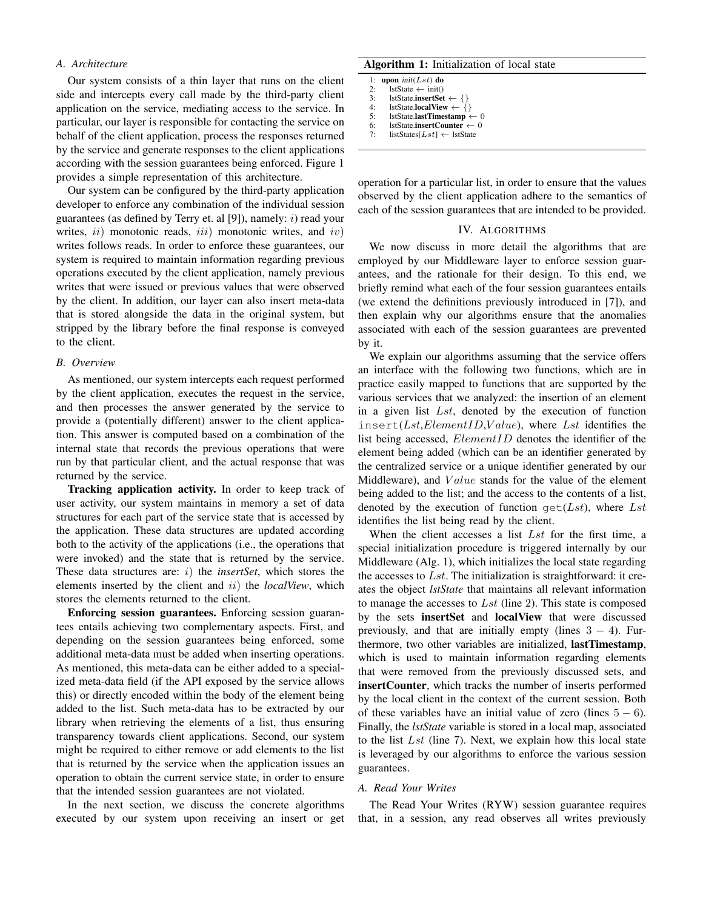### A. Architecture

Our system consists of a thin layer that runs on the client side and intercepts every call made by the third-party client application on the service, mediating access to the service. In particular, our layer is responsible for contacting the service on behalf of the client application, process the responses returned by the service and generate responses to the client applications according with the session guarantees being enforced. Figure 1 provides a simple representation of this architecture.

Our system can be configured by the third-party application developer to enforce any combination of the individual session guarantees (as defined by Terry et. al [9]), namely: $i$) read your writes, $ii$) monotonic reads, $iii$) monotonic writes, and $iv$) writes follows reads. In order to enforce these guarantees, our system is required to maintain information regarding previous operations executed by the client application, namely previous writes that were issued or previous values that were observed by the client. In addition, our layer can also insert meta-data that is stored alongside the data in the original system, but stripped by the library before the final response is conveyed to the client.

### B. Overview

As mentioned, our system intercepts each request performed by the client application, executes the request in the service, and then processes the answer generated by the service to provide a (potentially different) answer to the client application. This answer is computed based on a combination of the internal state that records the previous operations that were run by that particular client, and the actual response that was returned by the service.

**Tracking application activity.** In order to keep track of user activity, our system maintains in memory a set of data structures for each part of the service state that is accessed by the application. These data structures are updated according both to the activity of the applications (i.e., the operations that were invoked) and the state that is returned by the service. These data structures are: $i$) the ***insertSet***, which stores the elements inserted by the client and $ii$) the ***localView***, which stores the elements returned to the client.

**Enforcing session guarantees.** Enforcing session guarantees entails achieving two complementary aspects. First, and depending on the session guarantees being enforced, some additional meta-data must be added when inserting operations. As mentioned, this meta-data can be either added to a specialized meta-data field (if the API exposed by the service allows this) or directly encoded within the body of the element being added to the list. Such meta-data has to be extracted by our library when retrieving the elements of a list, thus ensuring transparency towards client applications. Second, our system might be required to either remove or add elements to the list that is returned by the service when the application issues an operation to obtain the current service state, in order to ensure that the intended session guarantees are not violated.

In the next section, we discuss the concrete algorithms executed by our system upon receiving an insert or get operation for a particular list, in order to ensure that the values observed by the client application adhere to the semantics of each of the session guarantees that are intended to be provided.

**Algorithm 1:** Initialization of local state

```
1: upon init(Lst) do
2:    lstState ← init()
3:    lstState.insertSet ← {}
4:    lstState.localView ← {}
5:    lstState.lastTimestamp ← 0
6:    lstState.insertCounter ← 0
7:    listStates[Lst] ← lstState
```

## IV. Algorithms

We now discuss in more detail the algorithms that are employed by our Middleware layer to enforce session guarantees, and the rationale for their design. To this end, we briefly remind what each of the four session guarantees entails (we extend the definitions previously introduced in [7]), and then explain why our algorithms ensure that the anomalies associated with each of the session guarantees are prevented by it.

We explain our algorithms assuming that the service offers an interface with the following two functions, which are in practice easily mapped to functions that are supported by the various services that we analyzed: the insertion of an element in a given list $Lst$, denoted by the execution of function `insert`($Lst$,$ElementID$,$Value$), where $Lst$ identifies the list being accessed, $ElementID$ denotes the identifier of the element being added (which can be an identifier generated by the centralized service or a unique identifier generated by our Middleware), and $Value$ stands for the value of the element being added to the list; and the access to the contents of a list, denoted by the execution of function `get`($Lst$), where $Lst$ identifies the list being read by the client.

When the client accesses a list $Lst$ for the first time, a special initialization procedure is triggered internally by our Middleware (Alg. 1), which initializes the local state regarding the accesses to $Lst$. The initialization is straightforward: it creates the object *lstState* that maintains all relevant information to manage the accesses to $Lst$ (line 2). This state is composed by the sets **insertSet** and **localView** that were discussed previously, and that are initially empty (lines $3-4$). Furthermore, two other variables are initialized, **lastTimestamp**, which is used to maintain information regarding elements that were removed from the previously discussed sets, and **insertCounter**, which tracks the number of inserts performed by the local client in the context of the current session. Both of these variables have an initial value of zero (lines $5-6$). Finally, the *lstState* variable is stored in a local map, associated to the list $Lst$ (line 7). Next, we explain how this local state is leveraged by our algorithms to enforce the various session guarantees.

### A. Read Your Writes

The Read Your Writes (RYW) session guarantee requires that, in a session, any read observes all writes previously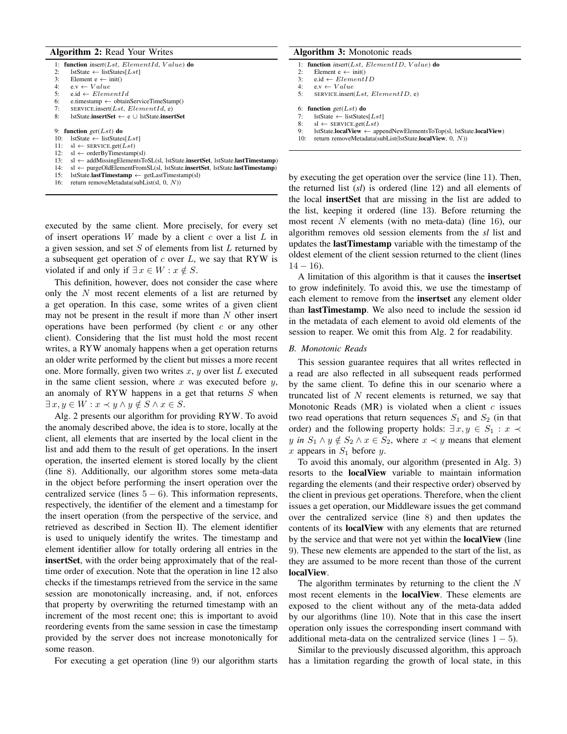**Algorithm 2:** Read Your Writes

```
1:  function insert(Lst, ElementId, Value) do
2:    lstState ← listStates[Lst]
3:    Element e ← init()
4:    e.v ← Value
5:    e.id ← ElementId
6:    e.timestamp ← obtainServiceTimeStamp()
7:    SERVICE.insert(Lst, ElementId, e)
8:    lstState.insertSet ← e ∪ lstState.insertSet

9:  function get(Lst) do
10:   lstState ← listStates[Lst]
11:   sl ← SERVICE.get(Lst)
12:   sl ← orderByTimestamp(sl)
13:   sl ← addMissingElementsToSL(sl, lstState.insertSet, lstState.lastTimestamp)
14:   sl ← purgeOldElementFromSL(sl, lstState.insertSet, lstState.lastTimestamp)
15:   lstState.lastTimestamp ← getLastTimestamp(sl)
16:   return removeMetadata(subList(sl, 0, N))
```

executed by the same client. More precisely, for every set of insert operations $W$ made by a client $c$ over a list $L$ in a given session, and set $S$ of elements from list $L$ returned by a subsequent get operation of $c$ over $L$, we say that RYW is violated if and only if $\exists x \in W : x \notin S$.

This definition, however, does not consider the case where only the $N$ most recent elements of a list are returned by a get operation. In this case, some writes of a given client may not be present in the result if more than $N$ other insert operations have been performed (by client $c$ or any other client). Considering that the list must hold the most recent writes, a RYW anomaly happens when a get operation returns an older write performed by the client but misses a more recent one. More formally, given two writes $x$, $y$ over list $L$ executed in the same client session, where $x$ was executed before $y$, an anomaly of RYW happens in a get that returns $S$ when $\exists x, y \in W : x \prec y \wedge y \notin S \wedge x \in S$.

Alg. 2 presents our algorithm for providing RYW. To avoid the anomaly described above, the idea is to store, locally at the client, all elements that are inserted by the local client in the list and add them to the result of get operations. In the insert operation, the inserted element is stored locally by the client (line 8). Additionally, our algorithm stores some meta-data in the object before performing the insert operation over the centralized service (lines $5-6$). This information represents, respectively, the identifier of the element and a timestamp for the insert operation (from the perspective of the service, and retrieved as described in Section II). The element identifier is used to uniquely identify the writes. The timestamp and element identifier allow for totally ordering all entries in the **insertSet**, with the order being approximately that of the real-time order of execution. Note that the operation in line 12 also checks if the timestamps retrieved from the service in the same session are monotonically increasing, and, if not, enforces that property by overwriting the returned timestamp with an increment of the most recent one; this is important to avoid reordering events from the same session in case the timestamp provided by the server does not increase monotonically for some reason.

For executing a get operation (line 9) our algorithm starts by executing the get operation over the service (line 11). Then, the returned list (*sl*) is ordered (line 12) and all elements of the local **insertSet** that are missing in the list are added to the list, keeping it ordered (line 13). Before returning the most recent $N$ elements (with no meta-data) (line 16), our algorithm removes old session elements from the *sl* list and updates the **lastTimestamp** variable with the timestamp of the oldest element of the client session returned to the client (lines $14-16$).

A limitation of this algorithm is that it causes the **insertset** to grow indefinitely. To avoid this, we use the timestamp of each element to remove from the **insertset** any element older than **lastTimestamp**. We also need to include the session id in the metadata of each element to avoid old elements of the session to reaper. We omit this from Alg. 2 for readability.

**Algorithm 3:** Monotonic reads

```
1:  function insert(Lst, ElementID, Value) do
2:    Element e ← init()
3:    e.id ← ElementID
4:    e.v ← Value
5:    SERVICE.insert(Lst, ElementID, e)

6:  function get(Lst) do
7:    lstState ← listStates[Lst]
8:    sl ← SERVICE.get(Lst)
9:    lstState.localView ← appendNewElementsToTop(sl, lstState.localView)
10:   return removeMetadata(subList(lstState.localView, 0, N))
```

### *B. Monotonic Reads*

This session guarantee requires that all writes reflected in a read are also reflected in all subsequent reads performed by the same client. To define this in our scenario where a truncated list of $N$ recent elements is returned, we say that Monotonic Reads (MR) is violated when a client $c$ issues two read operations that return sequences $S_1$ and $S_2$ (in that order) and the following property holds: $\exists x, y \in S_1 : x \prec y \text{ in } S_1 \wedge y \notin S_2 \wedge x \in S_2$, where $x \prec y$ means that element $x$ appears in $S_1$ before $y$.

To avoid this anomaly, our algorithm (presented in Alg. 3) resorts to the **localView** variable to maintain information regarding the elements (and their respective order) observed by the client in previous get operations. Therefore, when the client issues a get operation, our Middleware issues the get command over the centralized service (line 8) and then updates the contents of its **localView** with any elements that are returned by the service and that were not yet within the **localView** (line 9). These new elements are appended to the start of the list, as they are assumed to be more recent than those of the current **localView**.

The algorithm terminates by returning to the client the $N$ most recent elements in the **localView**. These elements are exposed to the client without any of the meta-data added by our algorithms (line 10). Note that in this case the insert operation only issues the corresponding insert command with additional meta-data on the centralized service (lines $1-5$).

Similar to the previously discussed algorithm, this approach has a limitation regarding the growth of local state, in this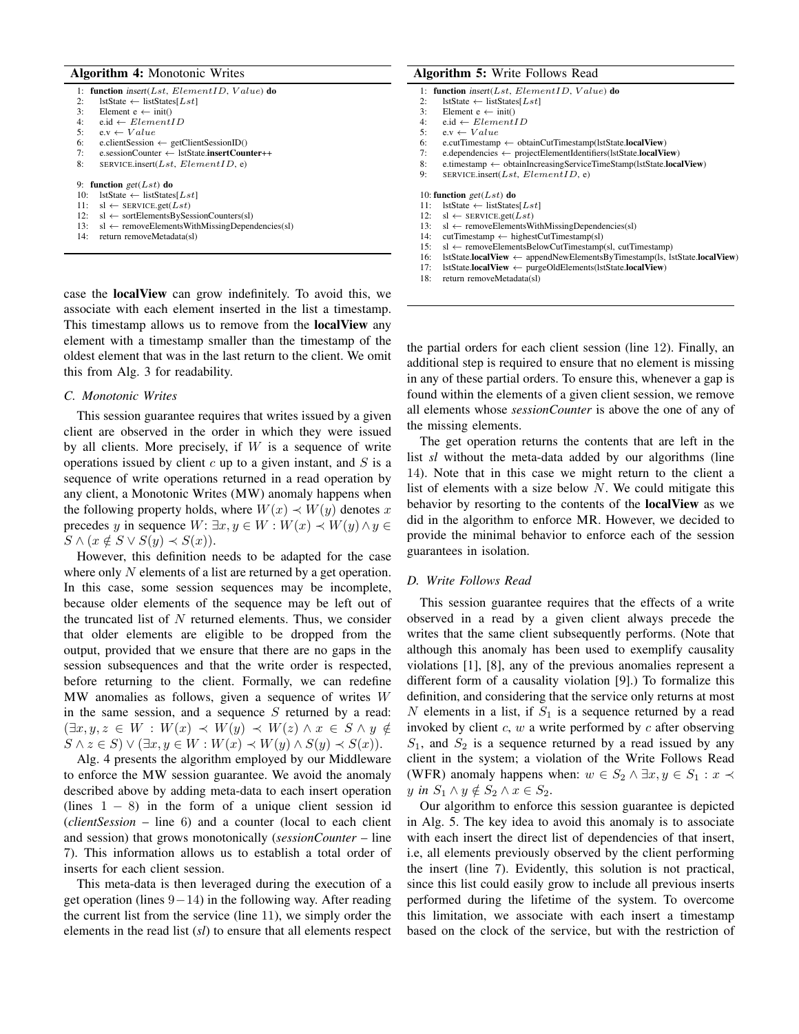**Algorithm 4:** Monotonic Writes

```
1:  function insert(Lst, ElementID, Value) do
2:      lstState ← listStates[Lst]
3:      Element e ← init()
4:      e.id ← ElementID
5:      e.v ← Value
6:      e.clientSession ← getClientSessionID()
7:      e.sessionCounter ← lstState.insertCounter++
8:      SERVICE.insert(Lst, ElementID, e)

9:  function get(Lst) do
10:     lstState ← listStates[Lst]
11:     sl ← SERVICE.get(Lst)
12:     sl ← sortElementsBySessionCounters(sl)
13:     sl ← removeElementsWithMissingDependencies(sl)
14:     return removeMetadata(sl)
```

case the **localView** can grow indefinitely. To avoid this, we associate with each element inserted in the list a timestamp. This timestamp allows us to remove from the **localView** any element with a timestamp smaller than the timestamp of the oldest element that was in the last return to the client. We omit this from Alg. 3 for readability.

### C. Monotonic Writes

This session guarantee requires that writes issued by a given client are observed in the order in which they were issued by all clients. More precisely, if $W$ is a sequence of write operations issued by client $c$ up to a given instant, and $S$ is a sequence of write operations returned in a read operation by any client, a Monotonic Writes (MW) anomaly happens when the following property holds, where $W(x) \prec W(y)$ denotes $x$ precedes $y$ in sequence $W$: $\exists x, y \in W : W(x) \prec W(y) \land y \in S \land (x \notin S \lor S(y) \prec S(x))$.

However, this definition needs to be adapted for the case where only $N$ elements of a list are returned by a get operation. In this case, some session sequences may be incomplete, because older elements of the sequence may be left out of the truncated list of $N$ returned elements. Thus, we consider that older elements are eligible to be dropped from the output, provided that we ensure that there are no gaps in the session subsequences and that the write order is respected, before returning to the client. Formally, we can redefine MW anomalies as follows, given a sequence of writes $W$ in the same session, and a sequence $S$ returned by a read: $(\exists x, y, z \in W : W(x) \prec W(y) \prec W(z) \land x \in S \land y \notin S \land z \in S) \lor (\exists x, y \in W : W(x) \prec W(y) \land S(y) \prec S(x))$.

Alg. 4 presents the algorithm employed by our Middleware to enforce the MW session guarantee. We avoid the anomaly described above by adding meta-data to each insert operation (lines $1-8$) in the form of a unique client session id (*clientSession* – line 6) and a counter (local to each client and session) that grows monotonically (*sessionCounter* – line 7). This information allows us to establish a total order of inserts for each client session.

This meta-data is then leveraged during the execution of a get operation (lines $9-14$) in the following way. After reading the current list from the service (line 11), we simply order the elements in the read list (*sl*) to ensure that all elements respect the partial orders for each client session (line 12). Finally, an additional step is required to ensure that no element is missing in any of these partial orders. To ensure this, whenever a gap is found within the elements of a given client session, we remove all elements whose *sessionCounter* is above the one of any of the missing elements.

The get operation returns the contents that are left in the list *sl* without the meta-data added by our algorithms (line 14). Note that in this case we might return to the client a list of elements with a size below $N$. We could mitigate this behavior by resorting to the contents of the **localView** as we did in the algorithm to enforce MR. However, we decided to provide the minimal behavior to enforce each of the session guarantees in isolation.

**Algorithm 5:** Write Follows Read

```
1:  function insert(Lst, ElementID, Value) do
2:      lstState ← listStates[Lst]
3:      Element e ← init()
4:      e.id ← ElementID
5:      e.v ← Value
6:      e.cutTimestamp ← obtainCutTimestamp(lstState.localView)
7:      e.dependencies ← projectElementIdentifiers(lstState.localView)
8:      e.timestamp ← obtainIncreasingServiceTimeStamp(lstState.localView)
9:      SERVICE.insert(Lst, ElementID, e)

10: function get(Lst) do
11:     lstState ← listStates[Lst]
12:     sl ← SERVICE.get(Lst)
13:     sl ← removeElementsWithMissingDependencies(sl)
14:     cutTimestamp ← highestCutTimestamp(sl)
15:     sl ← removeElementsBelowCutTimestamp(sl, cutTimestamp)
16:     lstState.localView ← appendNewElementsByTimestamp(ls, lstState.localView)
17:     lstState.localView ← purgeOldElements(lstState.localView)
18:     return removeMetadata(sl)
```

### D. Write Follows Read

This session guarantee requires that the effects of a write observed in a read by a given client always precede the writes that the same client subsequently performs. (Note that although this anomaly has been used to exemplify causality violations [1], [8], any of the previous anomalies represent a different form of a causality violation [9].) To formalize this definition, and considering that the service only returns at most $N$ elements in a list, if $S_1$ is a sequence returned by a read invoked by client $c$, $w$ a write performed by $c$ after observing $S_1$, and $S_2$ is a sequence returned by a read issued by any client in the system; a violation of the Write Follows Read (WFR) anomaly happens when: $w \in S_2 \land \exists x, y \in S_1 : x \prec y \text{ in } S_1 \land y \notin S_2 \land x \in S_2$.

Our algorithm to enforce this session guarantee is depicted in Alg. 5. The key idea to avoid this anomaly is to associate with each insert the direct list of dependencies of that insert, i.e, all elements previously observed by the client performing the insert (line 7). Evidently, this solution is not practical, since this list could easily grow to include all previous inserts performed during the lifetime of the system. To overcome this limitation, we associate with each insert a timestamp based on the clock of the service, but with the restriction of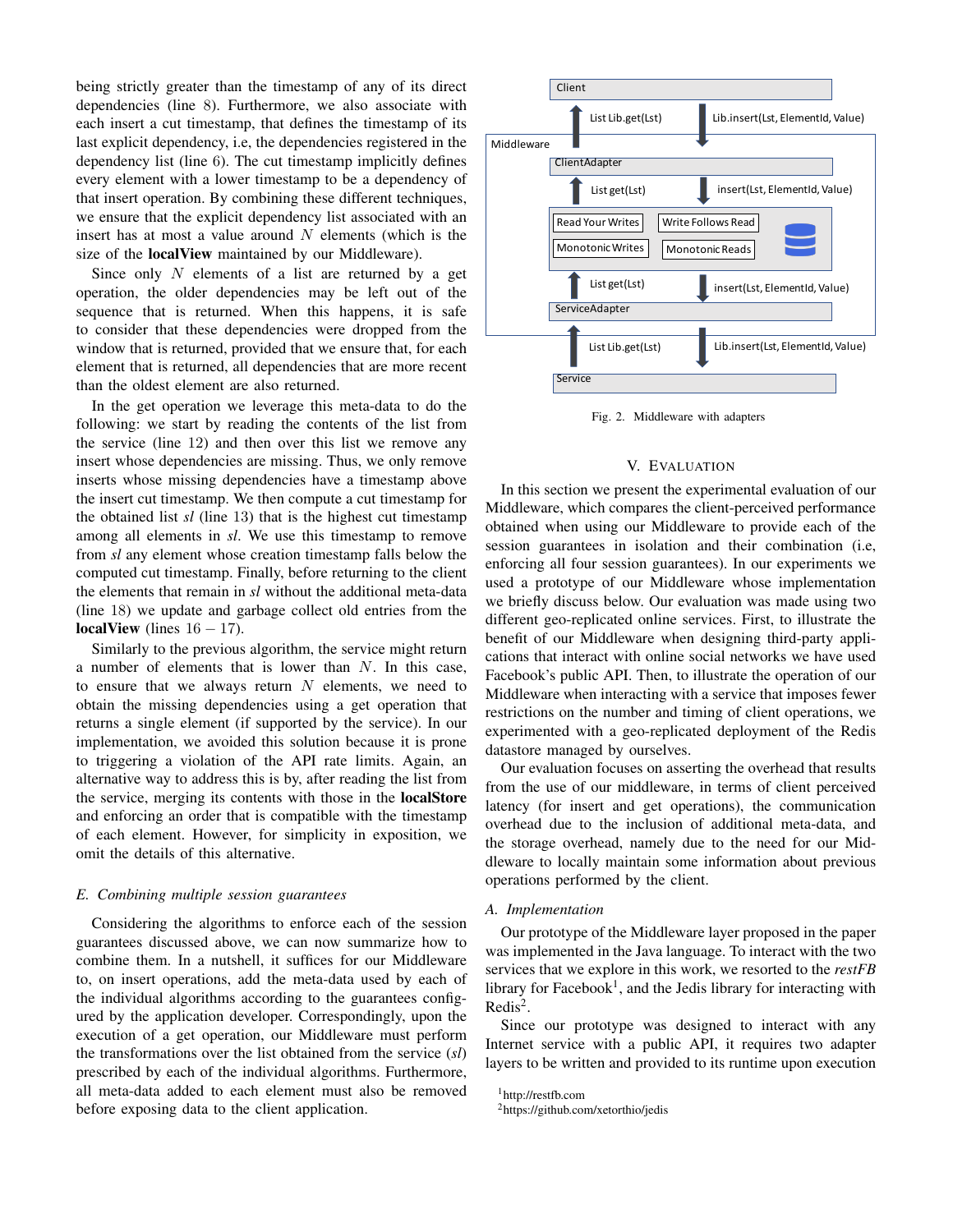being strictly greater than the timestamp of any of its direct dependencies (line 8). Furthermore, we also associate with each insert a cut timestamp, that defines the timestamp of its last explicit dependency, i.e, the dependencies registered in the dependency list (line 6). The cut timestamp implicitly defines every element with a lower timestamp to be a dependency of that insert operation. By combining these different techniques, we ensure that the explicit dependency list associated with an insert has at most a value around $N$ elements (which is the size of the **localView** maintained by our Middleware).

Since only $N$ elements of a list are returned by a get operation, the older dependencies may be left out of the sequence that is returned. When this happens, it is safe to consider that these dependencies were dropped from the window that is returned, provided that we ensure that, for each element that is returned, all dependencies that are more recent than the oldest element are also returned.

In the get operation we leverage this meta-data to do the following: we start by reading the contents of the list from the service (line 12) and then over this list we remove any insert whose dependencies are missing. Thus, we only remove inserts whose missing dependencies have a timestamp above the insert cut timestamp. We then compute a cut timestamp for the obtained list *sl* (line 13) that is the highest cut timestamp among all elements in *sl*. We use this timestamp to remove from *sl* any element whose creation timestamp falls below the computed cut timestamp. Finally, before returning to the client the elements that remain in *sl* without the additional meta-data (line 18) we update and garbage collect old entries from the **localView** (lines $16 - 17$).

Similarly to the previous algorithm, the service might return a number of elements that is lower than $N$. In this case, to ensure that we always return $N$ elements, we need to obtain the missing dependencies using a get operation that returns a single element (if supported by the service). In our implementation, we avoided this solution because it is prone to triggering a violation of the API rate limits. Again, an alternative way to address this is by, after reading the list from the service, merging its contents with those in the **localStore** and enforcing an order that is compatible with the timestamp of each element. However, for simplicity in exposition, we omit the details of this alternative.

### *E. Combining multiple session guarantees*

Considering the algorithms to enforce each of the session guarantees discussed above, we can now summarize how to combine them. In a nutshell, it suffices for our Middleware to, on insert operations, add the meta-data used by each of the individual algorithms according to the guarantees configured by the application developer. Correspondingly, upon the execution of a get operation, our Middleware must perform the transformations over the list obtained from the service (*sl*) prescribed by each of the individual algorithms. Furthermore, all meta-data added to each element must also be removed before exposing data to the client application.

Client
List Lib.get(Lst)
Lib.insert(Lst, ElementId, Value)
Middleware
ClientAdapter
List get(Lst)
insert(Lst, ElementId, Value)
Read Your Writes
Write Follows Read
Monotonic Writes
Monotonic Reads
List get(Lst)
insert(Lst, ElementId, Value)
ServiceAdapter
List Lib.get(Lst)
Lib.insert(Lst, ElementId, Value)
Service

Fig. 2. Middleware with adapters

## V. Evaluation

In this section we present the experimental evaluation of our Middleware, which compares the client-perceived performance obtained when using our Middleware to provide each of the session guarantees in isolation and their combination (i.e, enforcing all four session guarantees). In our experiments we used a prototype of our Middleware whose implementation we briefly discuss below. Our evaluation was made using two different geo-replicated online services. First, to illustrate the benefit of our Middleware when designing third-party applications that interact with online social networks we have used Facebook's public API. Then, to illustrate the operation of our Middleware when interacting with a service that imposes fewer restrictions on the number and timing of client operations, we experimented with a geo-replicated deployment of the Redis datastore managed by ourselves.

Our evaluation focuses on asserting the overhead that results from the use of our middleware, in terms of client perceived latency (for insert and get operations), the communication overhead due to the inclusion of additional meta-data, and the storage overhead, namely due to the need for our Middleware to locally maintain some information about previous operations performed by the client.

### *A. Implementation*

Our prototype of the Middleware layer proposed in the paper was implemented in the Java language. To interact with the two services that we explore in this work, we resorted to the *restFB* library for Facebook[1], and the Jedis library for interacting with Redis[2].

Since our prototype was designed to interact with any Internet service with a public API, it requires two adapter layers to be written and provided to its runtime upon execution

[1] http://restfb.com

[2] https://github.com/xetorthio/jedis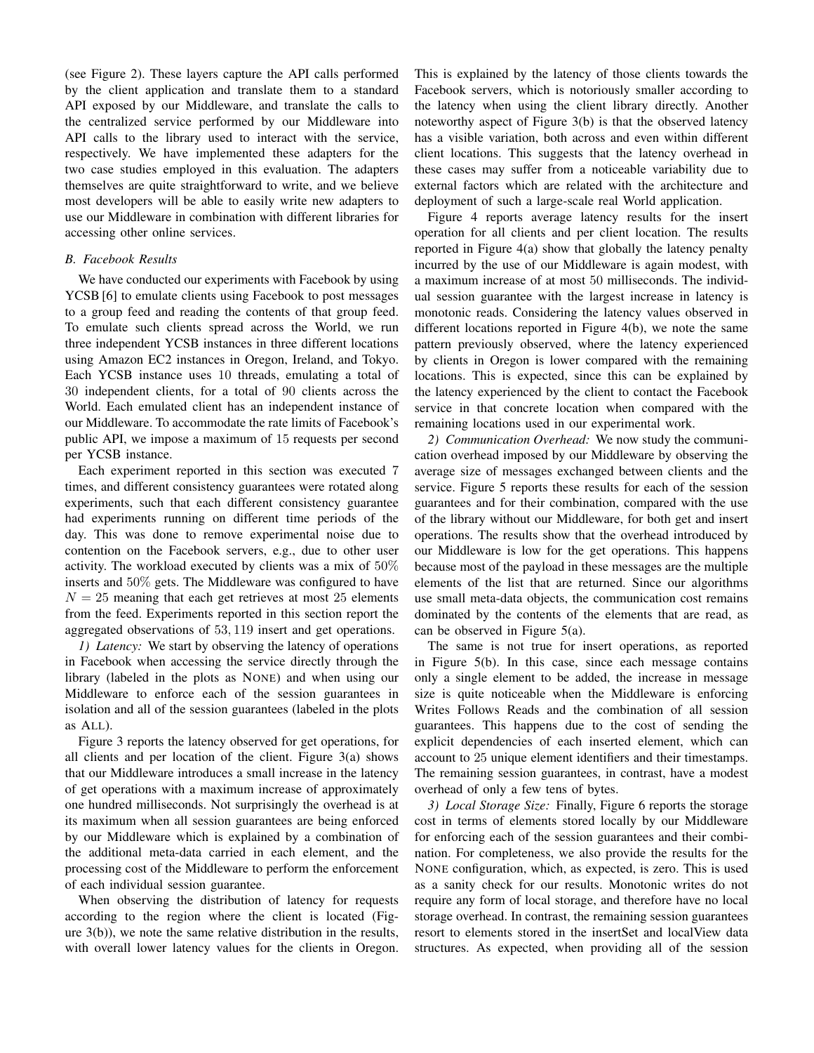(see Figure 2). These layers capture the API calls performed by the client application and translate them to a standard API exposed by our Middleware, and translate the calls to the centralized service performed by our Middleware into API calls to the library used to interact with the service, respectively. We have implemented these adapters for the two case studies employed in this evaluation. The adapters themselves are quite straightforward to write, and we believe most developers will be able to easily write new adapters to use our Middleware in combination with different libraries for accessing other online services.

### B. Facebook Results

We have conducted our experiments with Facebook by using YCSB [6] to emulate clients using Facebook to post messages to a group feed and reading the contents of that group feed. To emulate such clients spread across the World, we run three independent YCSB instances in three different locations using Amazon EC2 instances in Oregon, Ireland, and Tokyo. Each YCSB instance uses $10$ threads, emulating a total of $30$ independent clients, for a total of $90$ clients across the World. Each emulated client has an independent instance of our Middleware. To accommodate the rate limits of Facebook's public API, we impose a maximum of $15$ requests per second per YCSB instance.

Each experiment reported in this section was executed $7$ times, and different consistency guarantees were rotated along experiments, such that each different consistency guarantee had experiments running on different time periods of the day. This was done to remove experimental noise due to contention on the Facebook servers, e.g., due to other user activity. The workload executed by clients was a mix of $50\%$ inserts and $50\%$ gets. The Middleware was configured to have $N = 25$ meaning that each get retrieves at most $25$ elements from the feed. Experiments reported in this section report the aggregated observations of $53,119$ insert and get operations.

*1) Latency:* We start by observing the latency of operations in Facebook when accessing the service directly through the library (labeled in the plots as NONE) and when using our Middleware to enforce each of the session guarantees in isolation and all of the session guarantees (labeled in the plots as ALL).

Figure 3 reports the latency observed for get operations, for all clients and per location of the client. Figure 3(a) shows that our Middleware introduces a small increase in the latency of get operations with a maximum increase of approximately one hundred milliseconds. Not surprisingly the overhead is at its maximum when all session guarantees are being enforced by our Middleware which is explained by a combination of the additional meta-data carried in each element, and the processing cost of the Middleware to perform the enforcement of each individual session guarantee.

When observing the distribution of latency for requests according to the region where the client is located (Figure 3(b)), we note the same relative distribution in the results, with overall lower latency values for the clients in Oregon. This is explained by the latency of those clients towards the Facebook servers, which is notoriously smaller according to the latency when using the client library directly. Another noteworthy aspect of Figure 3(b) is that the observed latency has a visible variation, both across and even within different client locations. This suggests that the latency overhead in these cases may suffer from a noticeable variability due to external factors which are related with the architecture and deployment of such a large-scale real World application.

Figure 4 reports average latency results for the insert operation for all clients and per client location. The results reported in Figure 4(a) show that globally the latency penalty incurred by the use of our Middleware is again modest, with a maximum increase of at most $50$ milliseconds. The individual session guarantee with the largest increase in latency is monotonic reads. Considering the latency values observed in different locations reported in Figure 4(b), we note the same pattern previously observed, where the latency experienced by clients in Oregon is lower compared with the remaining locations. This is expected, since this can be explained by the latency experienced by the client to contact the Facebook service in that concrete location when compared with the remaining locations used in our experimental work.

*2) Communication Overhead:* We now study the communication overhead imposed by our Middleware by observing the average size of messages exchanged between clients and the service. Figure 5 reports these results for each of the session guarantees and for their combination, compared with the use of the library without our Middleware, for both get and insert operations. The results show that the overhead introduced by our Middleware is low for the get operations. This happens because most of the payload in these messages are the multiple elements of the list that are returned. Since our algorithms use small meta-data objects, the communication cost remains dominated by the contents of the elements that are read, as can be observed in Figure 5(a).

The same is not true for insert operations, as reported in Figure 5(b). In this case, since each message contains only a single element to be added, the increase in message size is quite noticeable when the Middleware is enforcing Writes Follows Reads and the combination of all session guarantees. This happens due to the cost of sending the explicit dependencies of each inserted element, which can account to $25$ unique element identifiers and their timestamps. The remaining session guarantees, in contrast, have a modest overhead of only a few tens of bytes.

*3) Local Storage Size:* Finally, Figure 6 reports the storage cost in terms of elements stored locally by our Middleware for enforcing each of the session guarantees and their combination. For completeness, we also provide the results for the NONE configuration, which, as expected, is zero. This is used as a sanity check for our results. Monotonic writes do not require any form of local storage, and therefore have no local storage overhead. In contrast, the remaining session guarantees resort to elements stored in the insertSet and localView data structures. As expected, when providing all of the session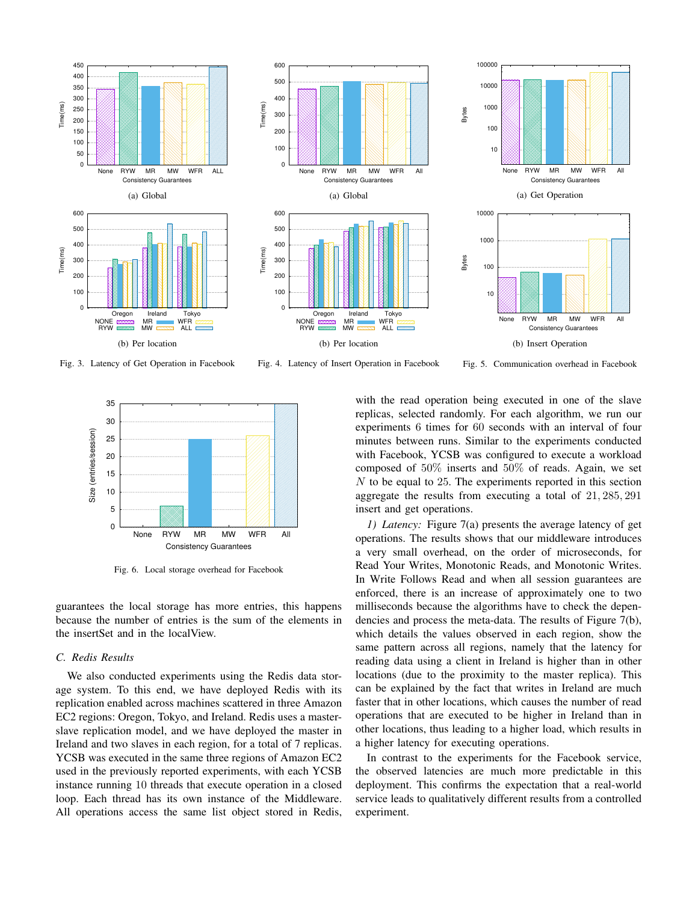(a) Global

(b) Per location

Fig. 3. Latency of Get Operation in Facebook

(a) Global

(b) Per location

Fig. 4. Latency of Insert Operation in Facebook

(a) Get Operation

(b) Insert Operation

Fig. 5. Communication overhead in Facebook

Fig. 6. Local storage overhead for Facebook

guarantees the local storage has more entries, this happens because the number of entries is the sum of the elements in the insertSet and in the localView.

### C. Redis Results

We also conducted experiments using the Redis data storage system. To this end, we have deployed Redis with its replication enabled across machines scattered in three Amazon EC2 regions: Oregon, Tokyo, and Ireland. Redis uses a master-slave replication model, and we have deployed the master in Ireland and two slaves in each region, for a total of 7 replicas. YCSB was executed in the same three regions of Amazon EC2 used in the previously reported experiments, with each YCSB instance running 10 threads that execute operation in a closed loop. Each thread has its own instance of the Middleware. All operations access the same list object stored in Redis, with the read operation being executed in one of the slave replicas, selected randomly. For each algorithm, we run our experiments 6 times for 60 seconds with an interval of four minutes between runs. Similar to the experiments conducted with Facebook, YCSB was configured to execute a workload composed of $50\%$ inserts and $50\%$ of reads. Again, we set $N$ to be equal to 25. The experiments reported in this section aggregate the results from executing a total of $21,285,291$ insert and get operations.

*1) Latency:* Figure 7(a) presents the average latency of get operations. The results shows that our middleware introduces a very small overhead, on the order of microseconds, for Read Your Writes, Monotonic Reads, and Monotonic Writes. In Write Follows Read and when all session guarantees are enforced, there is an increase of approximately one to two milliseconds because the algorithms have to check the dependencies and process the meta-data. The results of Figure 7(b), which details the values observed in each region, show the same pattern across all regions, namely that the latency for reading data using a client in Ireland is higher than in other locations (due to the proximity to the master replica). This can be explained by the fact that writes in Ireland are much faster that in other locations, which causes the number of read operations that are executed to be higher in Ireland than in other locations, thus leading to a higher load, which results in a higher latency for executing operations.

In contrast to the experiments for the Facebook service, the observed latencies are much more predictable in this deployment. This confirms the expectation that a real-world service leads to qualitatively different results from a controlled experiment.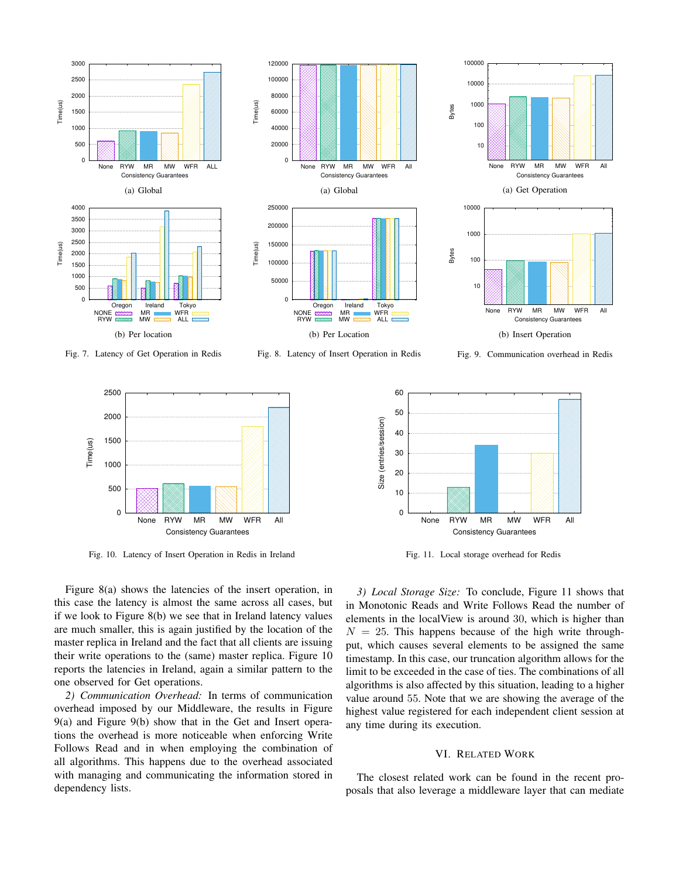(a) Global

(b) Per location

Fig. 7. Latency of Get Operation in Redis

(a) Global

(b) Per Location

Fig. 8. Latency of Insert Operation in Redis

(a) Get Operation

(b) Insert Operation

Fig. 9. Communication overhead in Redis

Fig. 10. Latency of Insert Operation in Redis in Ireland

Fig. 11. Local storage overhead for Redis

Figure 8(a) shows the latencies of the insert operation, in this case the latency is almost the same across all cases, but if we look to Figure 8(b) we see that in Ireland latency values are much smaller, this is again justified by the location of the master replica in Ireland and the fact that all clients are issuing their write operations to the (same) master replica. Figure 10 reports the latencies in Ireland, again a similar pattern to the one observed for Get operations.

*2) Communication Overhead:* In terms of communication overhead imposed by our Middleware, the results in Figure 9(a) and Figure 9(b) show that in the Get and Insert operations the overhead is more noticeable when enforcing Write Follows Read and in when employing the combination of all algorithms. This happens due to the overhead associated with managing and communicating the information stored in dependency lists.

*3) Local Storage Size:* To conclude, Figure 11 shows that in Monotonic Reads and Write Follows Read the number of elements in the localView is around 30, which is higher than $N = 25$. This happens because of the high write throughput, which causes several elements to be assigned the same timestamp. In this case, our truncation algorithm allows for the limit to be exceeded in the case of ties. The combinations of all algorithms is also affected by this situation, leading to a higher value around 55. Note that we are showing the average of the highest value registered for each independent client session at any time during its execution.

## VI. Related Work

The closest related work can be found in the recent proposals that also leverage a middleware layer that can mediate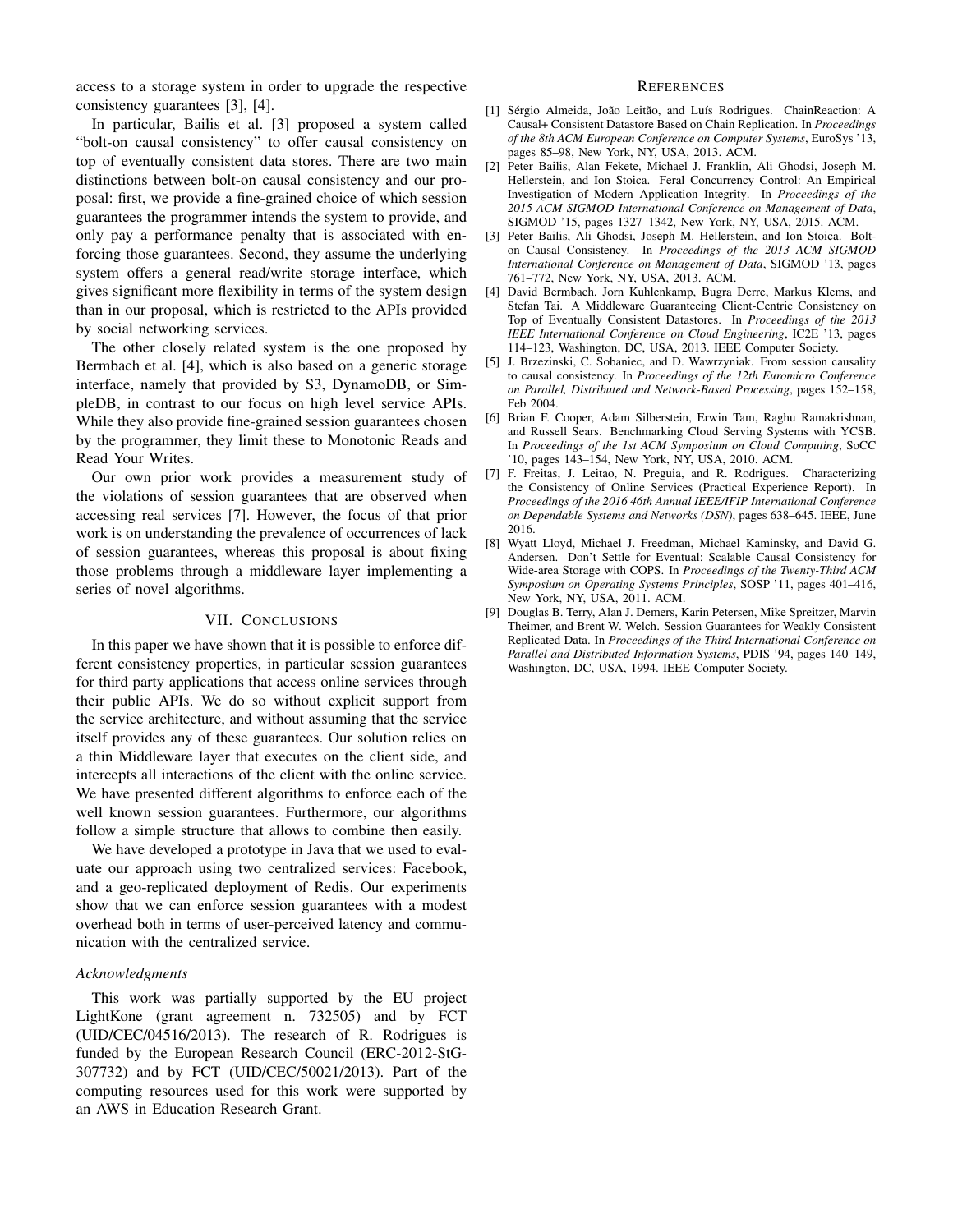access to a storage system in order to upgrade the respective consistency guarantees [3], [4].

In particular, Bailis et al. [3] proposed a system called "bolt-on causal consistency" to offer causal consistency on top of eventually consistent data stores. There are two main distinctions between bolt-on causal consistency and our proposal: first, we provide a fine-grained choice of which session guarantees the programmer intends the system to provide, and only pay a performance penalty that is associated with enforcing those guarantees. Second, they assume the underlying system offers a general read/write storage interface, which gives significant more flexibility in terms of the system design than in our proposal, which is restricted to the APIs provided by social networking services.

The other closely related system is the one proposed by Bermbach et al. [4], which is also based on a generic storage interface, namely that provided by S3, DynamoDB, or SimpleDB, in contrast to our focus on high level service APIs. While they also provide fine-grained session guarantees chosen by the programmer, they limit these to Monotonic Reads and Read Your Writes.

Our own prior work provides a measurement study of the violations of session guarantees that are observed when accessing real services [7]. However, the focus of that prior work is on understanding the prevalence of occurrences of lack of session guarantees, whereas this proposal is about fixing those problems through a middleware layer implementing a series of novel algorithms.

## VII. Conclusions

In this paper we have shown that it is possible to enforce different consistency properties, in particular session guarantees for third party applications that access online services through their public APIs. We do so without explicit support from the service architecture, and without assuming that the service itself provides any of these guarantees. Our solution relies on a thin Middleware layer that executes on the client side, and intercepts all interactions of the client with the online service. We have presented different algorithms to enforce each of the well known session guarantees. Furthermore, our algorithms follow a simple structure that allows to combine then easily.

We have developed a prototype in Java that we used to evaluate our approach using two centralized services: Facebook, and a geo-replicated deployment of Redis. Our experiments show that we can enforce session guarantees with a modest overhead both in terms of user-perceived latency and communication with the centralized service.

### *Acknowledgments*

This work was partially supported by the EU project LightKone (grant agreement n. 732505) and by FCT (UID/CEC/04516/2013). The research of R. Rodrigues is funded by the European Research Council (ERC-2012-StG-307732) and by FCT (UID/CEC/50021/2013). Part of the computing resources used for this work were supported by an AWS in Education Research Grant.

## References

[1] Sérgio Almeida, João Leitão, and Luís Rodrigues. ChainReaction: A Causal+ Consistent Datastore Based on Chain Replication. In *Proceedings of the 8th ACM European Conference on Computer Systems*, EuroSys '13, pages 85–98, New York, NY, USA, 2013. ACM.

[2] Peter Bailis, Alan Fekete, Michael J. Franklin, Ali Ghodsi, Joseph M. Hellerstein, and Ion Stoica. Feral Concurrency Control: An Empirical Investigation of Modern Application Integrity. In *Proceedings of the 2015 ACM SIGMOD International Conference on Management of Data*, SIGMOD '15, pages 1327–1342, New York, NY, USA, 2015. ACM.

[3] Peter Bailis, Ali Ghodsi, Joseph M. Hellerstein, and Ion Stoica. Bolt-on Causal Consistency. In *Proceedings of the 2013 ACM SIGMOD International Conference on Management of Data*, SIGMOD '13, pages 761–772, New York, NY, USA, 2013. ACM.

[4] David Bermbach, Jorn Kuhlenkamp, Bugra Derre, Markus Klems, and Stefan Tai. A Middleware Guaranteeing Client-Centric Consistency on Top of Eventually Consistent Datastores. In *Proceedings of the 2013 IEEE International Conference on Cloud Engineering*, IC2E '13, pages 114–123, Washington, DC, USA, 2013. IEEE Computer Society.

[5] J. Brzezinski, C. Sobaniec, and D. Wawrzyniak. From session causality to causal consistency. In *Proceedings of the 12th Euromicro Conference on Parallel, Distributed and Network-Based Processing*, pages 152–158, Feb 2004.

[6] Brian F. Cooper, Adam Silberstein, Erwin Tam, Raghu Ramakrishnan, and Russell Sears. Benchmarking Cloud Serving Systems with YCSB. In *Proceedings of the 1st ACM Symposium on Cloud Computing*, SoCC '10, pages 143–154, New York, NY, USA, 2010. ACM.

[7] F. Freitas, J. Leitao, N. Preguia, and R. Rodrigues. Characterizing the Consistency of Online Services (Practical Experience Report). In *Proceedings of the 2016 46th Annual IEEE/IFIP International Conference on Dependable Systems and Networks (DSN)*, pages 638–645. IEEE, June 2016.

[8] Wyatt Lloyd, Michael J. Freedman, Michael Kaminsky, and David G. Andersen. Don't Settle for Eventual: Scalable Causal Consistency for Wide-area Storage with COPS. In *Proceedings of the Twenty-Third ACM Symposium on Operating Systems Principles*, SOSP '11, pages 401–416, New York, NY, USA, 2011. ACM.

[9] Douglas B. Terry, Alan J. Demers, Karin Petersen, Mike Spreitzer, Marvin Theimer, and Brent W. Welch. Session Guarantees for Weakly Consistent Replicated Data. In *Proceedings of the Third International Conference on Parallel and Distributed Information Systems*, PDIS '94, pages 140–149, Washington, DC, USA, 1994. IEEE Computer Society.